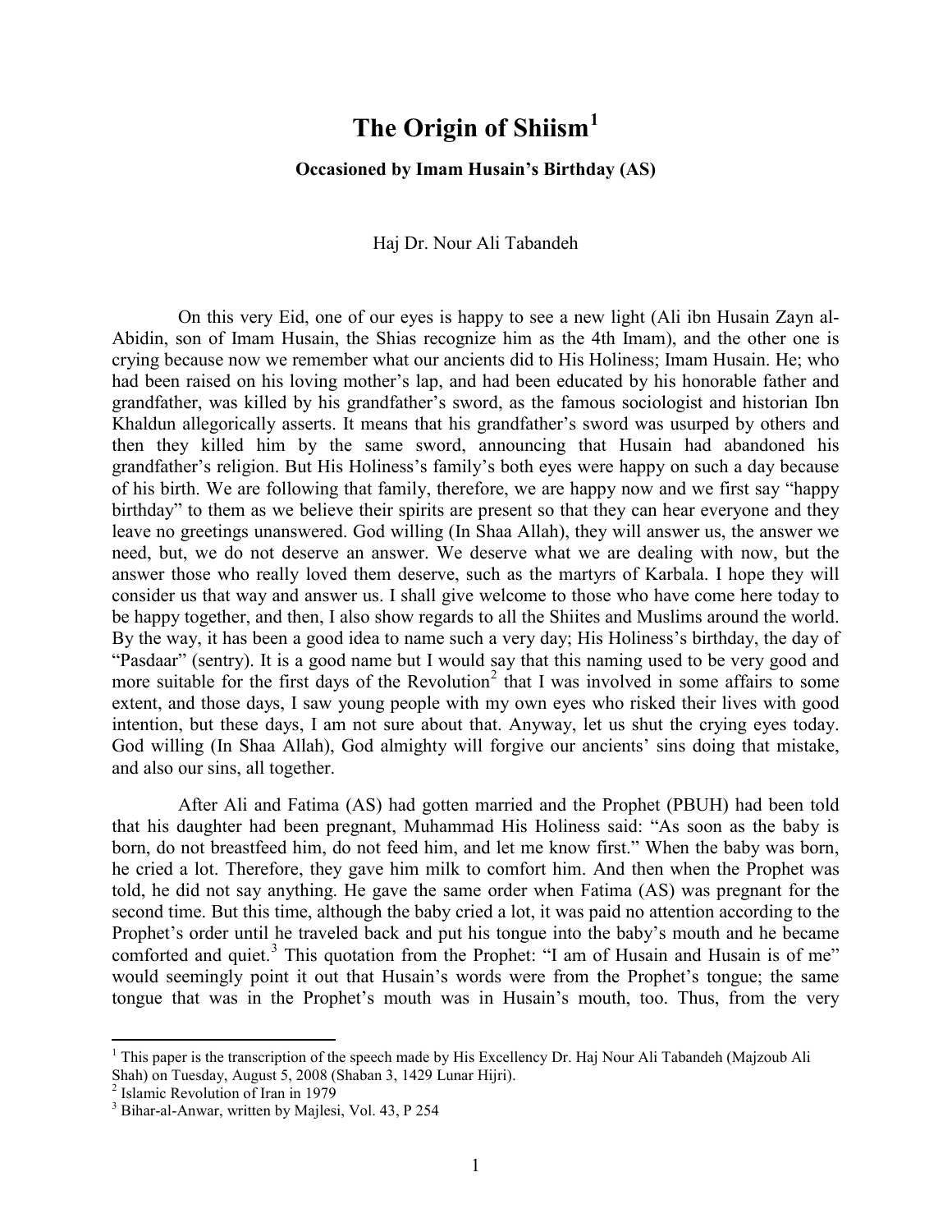# The Origin of Shiism[1]

**Occasioned by Imam Husain's Birthday (AS)**

Haj Dr. Nour Ali Tabandeh

On this very Eid, one of our eyes is happy to see a new light (Ali ibn Husain Zayn al-Abidin, son of Imam Husain, the Shias recognize him as the 4th Imam), and the other one is crying because now we remember what our ancients did to His Holiness; Imam Husain. He; who had been raised on his loving mother's lap, and had been educated by his honorable father and grandfather, was killed by his grandfather's sword, as the famous sociologist and historian Ibn Khaldun allegorically asserts. It means that his grandfather's sword was usurped by others and then they killed him by the same sword, announcing that Husain had abandoned his grandfather's religion. But His Holiness's family's both eyes were happy on such a day because of his birth. We are following that family, therefore, we are happy now and we first say "happy birthday" to them as we believe their spirits are present so that they can hear everyone and they leave no greetings unanswered. God willing (In Shaa Allah), they will answer us, the answer we need, but, we do not deserve an answer. We deserve what we are dealing with now, but the answer those who really loved them deserve, such as the martyrs of Karbala. I hope they will consider us that way and answer us. I shall give welcome to those who have come here today to be happy together, and then, I also show regards to all the Shiites and Muslims around the world. By the way, it has been a good idea to name such a very day; His Holiness's birthday, the day of "Pasdaar" (sentry). It is a good name but I would say that this naming used to be very good and more suitable for the first days of the Revolution[2] that I was involved in some affairs to some extent, and those days, I saw young people with my own eyes who risked their lives with good intention, but these days, I am not sure about that. Anyway, let us shut the crying eyes today. God willing (In Shaa Allah), God almighty will forgive our ancients' sins doing that mistake, and also our sins, all together.

After Ali and Fatima (AS) had gotten married and the Prophet (PBUH) had been told that his daughter had been pregnant, Muhammad His Holiness said: "As soon as the baby is born, do not breastfeed him, do not feed him, and let me know first." When the baby was born, he cried a lot. Therefore, they gave him milk to comfort him. And then when the Prophet was told, he did not say anything. He gave the same order when Fatima (AS) was pregnant for the second time. But this time, although the baby cried a lot, it was paid no attention according to the Prophet's order until he traveled back and put his tongue into the baby's mouth and he became comforted and quiet.[3] This quotation from the Prophet: "I am of Husain and Husain is of me" would seemingly point it out that Husain's words were from the Prophet's tongue; the same tongue that was in the Prophet's mouth was in Husain's mouth, too. Thus, from the very

---

[1] This paper is the transcription of the speech made by His Excellency Dr. Haj Nour Ali Tabandeh (Majzoub Ali Shah) on Tuesday, August 5, 2008 (Shaban 3, 1429 Lunar Hijri).

[2] Islamic Revolution of Iran in 1979

[3] Bihar-al-Anwar, written by Majlesi, Vol. 43, P 254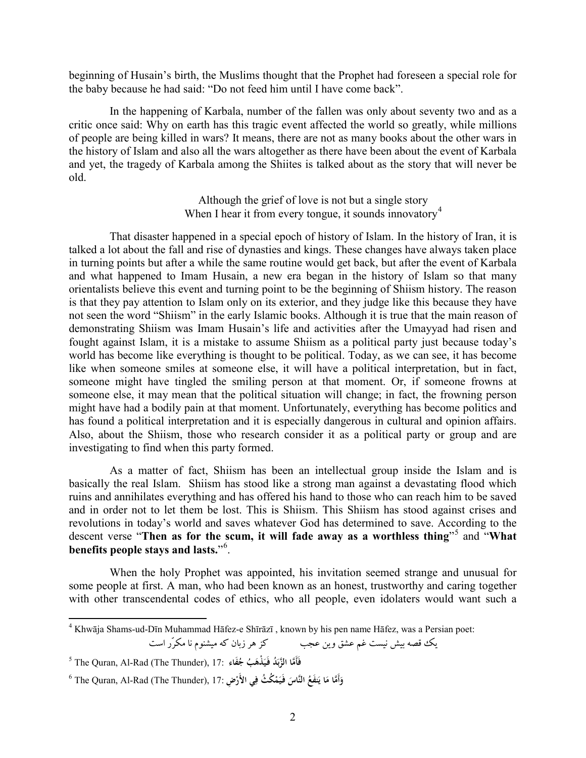beginning of Husain's birth, the Muslims thought that the Prophet had foreseen a special role for the baby because he had said: "Do not feed him until I have come back".

In the happening of Karbala, number of the fallen was only about seventy two and as a critic once said: Why on earth has this tragic event affected the world so greatly, while millions of people are being killed in wars? It means, there are not as many books about the other wars in the history of Islam and also all the wars altogether as there have been about the event of Karbala and yet, the tragedy of Karbala among the Shiites is talked about as the story that will never be old.

Although the grief of love is not but a single story
When I hear it from every tongue, it sounds innovatory[4]

That disaster happened in a special epoch of history of Islam. In the history of Iran, it is talked a lot about the fall and rise of dynasties and kings. These changes have always taken place in turning points but after a while the same routine would get back, but after the event of Karbala and what happened to Imam Husain, a new era began in the history of Islam so that many orientalists believe this event and turning point to be the beginning of Shiism history. The reason is that they pay attention to Islam only on its exterior, and they judge like this because they have not seen the word "Shiism" in the early Islamic books. Although it is true that the main reason of demonstrating Shiism was Imam Husain's life and activities after the Umayyad had risen and fought against Islam, it is a mistake to assume Shiism as a political party just because today's world has become like everything is thought to be political. Today, as we can see, it has become like when someone smiles at someone else, it will have a political interpretation, but in fact, someone might have tingled the smiling person at that moment. Or, if someone frowns at someone else, it may mean that the political situation will change; in fact, the frowning person might have had a bodily pain at that moment. Unfortunately, everything has become politics and has found a political interpretation and it is especially dangerous in cultural and opinion affairs. Also, about the Shiism, those who research consider it as a political party or group and are investigating to find when this party formed.

As a matter of fact, Shiism has been an intellectual group inside the Islam and is basically the real Islam. Shiism has stood like a strong man against a devastating flood which ruins and annihilates everything and has offered his hand to those who can reach him to be saved and in order not to let them be lost. This is Shiism. This Shiism has stood against crises and revolutions in today's world and saves whatever God has determined to save. According to the descent verse "**Then as for the scum, it will fade away as a worthless thing**"[5] and "**What benefits people stays and lasts.**"[6].

When the holy Prophet was appointed, his invitation seemed strange and unusual for some people at first. A man, who had been known as an honest, trustworthy and caring together with other transcendental codes of ethics, who all people, even idolaters would want such a

---

[4] Khwāja Shams-ud-Dīn Muhammad Hāfez-e Shīrāzī , known by his pen name Hāfez, was a Persian poet:

یک قصه بیش نیست غم عشق وین عجب          کز هر زبان که میشنوم نا مکرّر است

[5] The Quran, Al-Rad (The Thunder), 17: **فَأَمَّا الزَّبَدُ فَيَذْهَبُ جُفَاء**

[6] The Quran, Al-Rad (The Thunder), 17: **وَأَمَّا مَا يَنفَعُ النَّاسَ فَيَمْكُثُ فِي الأَرْضِ**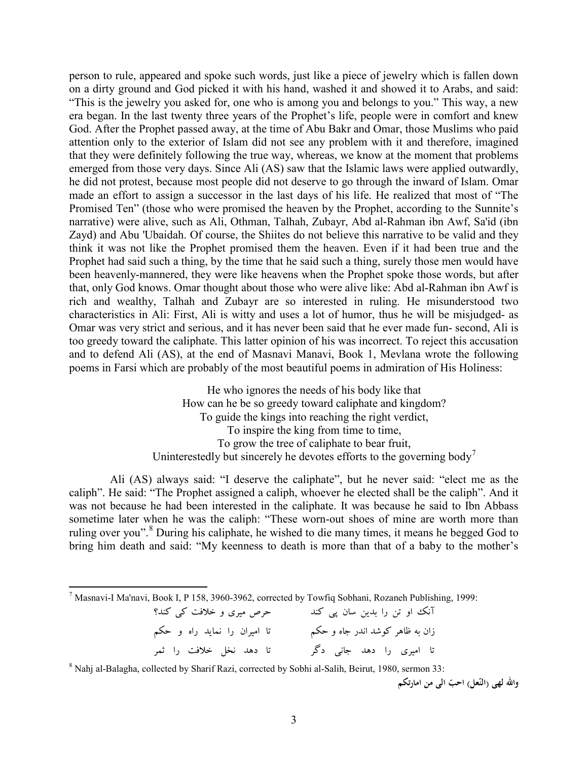person to rule, appeared and spoke such words, just like a piece of jewelry which is fallen down on a dirty ground and God picked it with his hand, washed it and showed it to Arabs, and said: "This is the jewelry you asked for, one who is among you and belongs to you." This way, a new era began. In the last twenty three years of the Prophet's life, people were in comfort and knew God. After the Prophet passed away, at the time of Abu Bakr and Omar, those Muslims who paid attention only to the exterior of Islam did not see any problem with it and therefore, imagined that they were definitely following the true way, whereas, we know at the moment that problems emerged from those very days. Since Ali (AS) saw that the Islamic laws were applied outwardly, he did not protest, because most people did not deserve to go through the inward of Islam. Omar made an effort to assign a successor in the last days of his life. He realized that most of "The Promised Ten" (those who were promised the heaven by the Prophet, according to the Sunnite's narrative) were alive, such as Ali, Othman, Talhah, Zubayr, Abd al-Rahman ibn Awf, Sa'id (ibn Zayd) and Abu 'Ubaidah. Of course, the Shiites do not believe this narrative to be valid and they think it was not like the Prophet promised them the heaven. Even if it had been true and the Prophet had said such a thing, by the time that he said such a thing, surely those men would have been heavenly-mannered, they were like heavens when the Prophet spoke those words, but after that, only God knows. Omar thought about those who were alive like: Abd al-Rahman ibn Awf is rich and wealthy, Talhah and Zubayr are so interested in ruling. He misunderstood two characteristics in Ali: First, Ali is witty and uses a lot of humor, thus he will be misjudged- as Omar was very strict and serious, and it has never been said that he ever made fun- second, Ali is too greedy toward the caliphate. This latter opinion of his was incorrect. To reject this accusation and to defend Ali (AS), at the end of Masnavi Manavi, Book 1, Mevlana wrote the following poems in Farsi which are probably of the most beautiful poems in admiration of His Holiness:

> He who ignores the needs of his body like that  
> How can he be so greedy toward caliphate and kingdom?  
> To guide the kings into reaching the right verdict,  
> To inspire the king from time to time,  
> To grow the tree of caliphate to bear fruit,  
> Uninterestedly but sincerely he devotes efforts to the governing body[7]

Ali (AS) always said: "I deserve the caliphate", but he never said: "elect me as the caliph". He said: "The Prophet assigned a caliph, whoever he elected shall be the caliph". And it was not because he had been interested in the caliphate. It was because he said to Ibn Abbass sometime later when he was the caliph: "These worn-out shoes of mine are worth more than ruling over you".[8] During his caliphate, he wished to die many times, it means he begged God to bring him death and said: "My keenness to death is more than that of a baby to the mother's

---

[7] Masnavi-I Ma'navi, Book I, P 158, 3960-3962, corrected by Towfiq Sobhani, Rozaneh Publishing, 1999:

آنک او تن را بدین سان پی کند　　حرص میری و خلافت کی کند؟

زان به ظاهر کوشد اندر جاه و حکم　　تا امیران را نماید راه و حکم

تا امیری را دهد جانی دگر　　تا دهد نخل خلافت را ثمر

[8] Nahj al-Balagha, collected by Sharif Razi, corrected by Sobhi al-Salih, Beirut, 1980, sermon 33:

**والله لهی (النّعل) احبّ الی من امارتکم**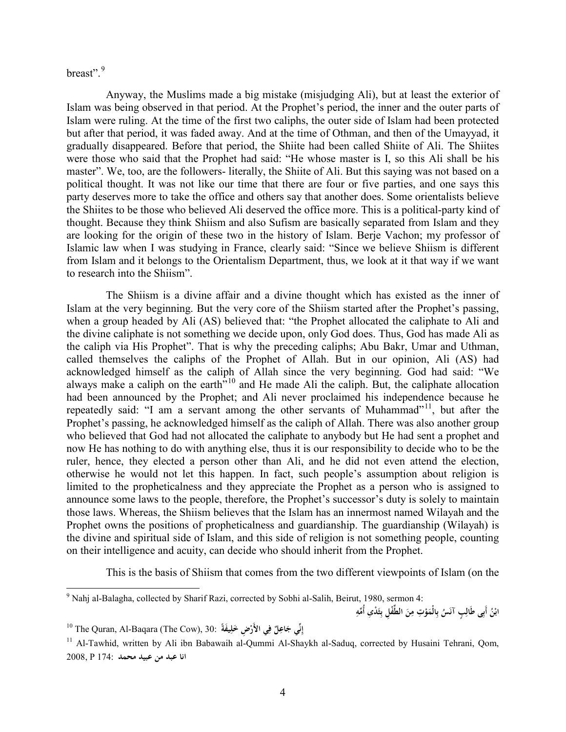breast".[9]

Anyway, the Muslims made a big mistake (misjudging Ali), but at least the exterior of Islam was being observed in that period. At the Prophet's period, the inner and the outer parts of Islam were ruling. At the time of the first two caliphs, the outer side of Islam had been protected but after that period, it was faded away. And at the time of Othman, and then of the Umayyad, it gradually disappeared. Before that period, the Shiite had been called Shiite of Ali. The Shiites were those who said that the Prophet had said: "He whose master is I, so this Ali shall be his master". We, too, are the followers- literally, the Shiite of Ali. But this saying was not based on a political thought. It was not like our time that there are four or five parties, and one says this party deserves more to take the office and others say that another does. Some orientalists believe the Shiites to be those who believed Ali deserved the office more. This is a political-party kind of thought. Because they think Shiism and also Sufism are basically separated from Islam and they are looking for the origin of these two in the history of Islam. Berje Vachon; my professor of Islamic law when I was studying in France, clearly said: "Since we believe Shiism is different from Islam and it belongs to the Orientalism Department, thus, we look at it that way if we want to research into the Shiism".

The Shiism is a divine affair and a divine thought which has existed as the inner of Islam at the very beginning. But the very core of the Shiism started after the Prophet's passing, when a group headed by Ali (AS) believed that: "the Prophet allocated the caliphate to Ali and the divine caliphate is not something we decide upon, only God does. Thus, God has made Ali as the caliph via His Prophet". That is why the preceding caliphs; Abu Bakr, Umar and Uthman, called themselves the caliphs of the Prophet of Allah. But in our opinion, Ali (AS) had acknowledged himself as the caliph of Allah since the very beginning. God had said: "We always make a caliph on the earth"[10] and He made Ali the caliph. But, the caliphate allocation had been announced by the Prophet; and Ali never proclaimed his independence because he repeatedly said: "I am a servant among the other servants of Muhammad"[11], but after the Prophet's passing, he acknowledged himself as the caliph of Allah. There was also another group who believed that God had not allocated the caliphate to anybody but He had sent a prophet and now He has nothing to do with anything else, thus it is our responsibility to decide who to be the ruler, hence, they elected a person other than Ali, and he did not even attend the election, otherwise he would not let this happen. In fact, such people's assumption about religion is limited to the propheticalness and they appreciate the Prophet as a person who is assigned to announce some laws to the people, therefore, the Prophet's successor's duty is solely to maintain those laws. Whereas, the Shiism believes that the Islam has an innermost named Wilayah and the Prophet owns the positions of propheticalness and guardianship. The guardianship (Wilayah) is the divine and spiritual side of Islam, and this side of religion is not something people, counting on their intelligence and acuity, can decide who should inherit from the Prophet.

This is the basis of Shiism that comes from the two different viewpoints of Islam (on the

---

[9] Nahj al-Balagha, collected by Sharif Razi, corrected by Sobhi al-Salih, Beirut, 1980, sermon 4:

ابْنُ أَبِي طَالِبٍ آنَسُ بِالْمَوْتِ مِنَ الطِّفْلِ بِثَدْيِ أُمِّهِ

[10] The Quran, Al-Baqara (The Cow), 30: إِنِّي جَاعِلٌ فِي الأَرْضِ خَلِيفَةً

[11] Al-Tawhid, written by Ali ibn Babawaih al-Qummi Al-Shaykh al-Saduq, corrected by Husaini Tehrani, Qom, 2008, P 174: انا عبد من عبيد محمد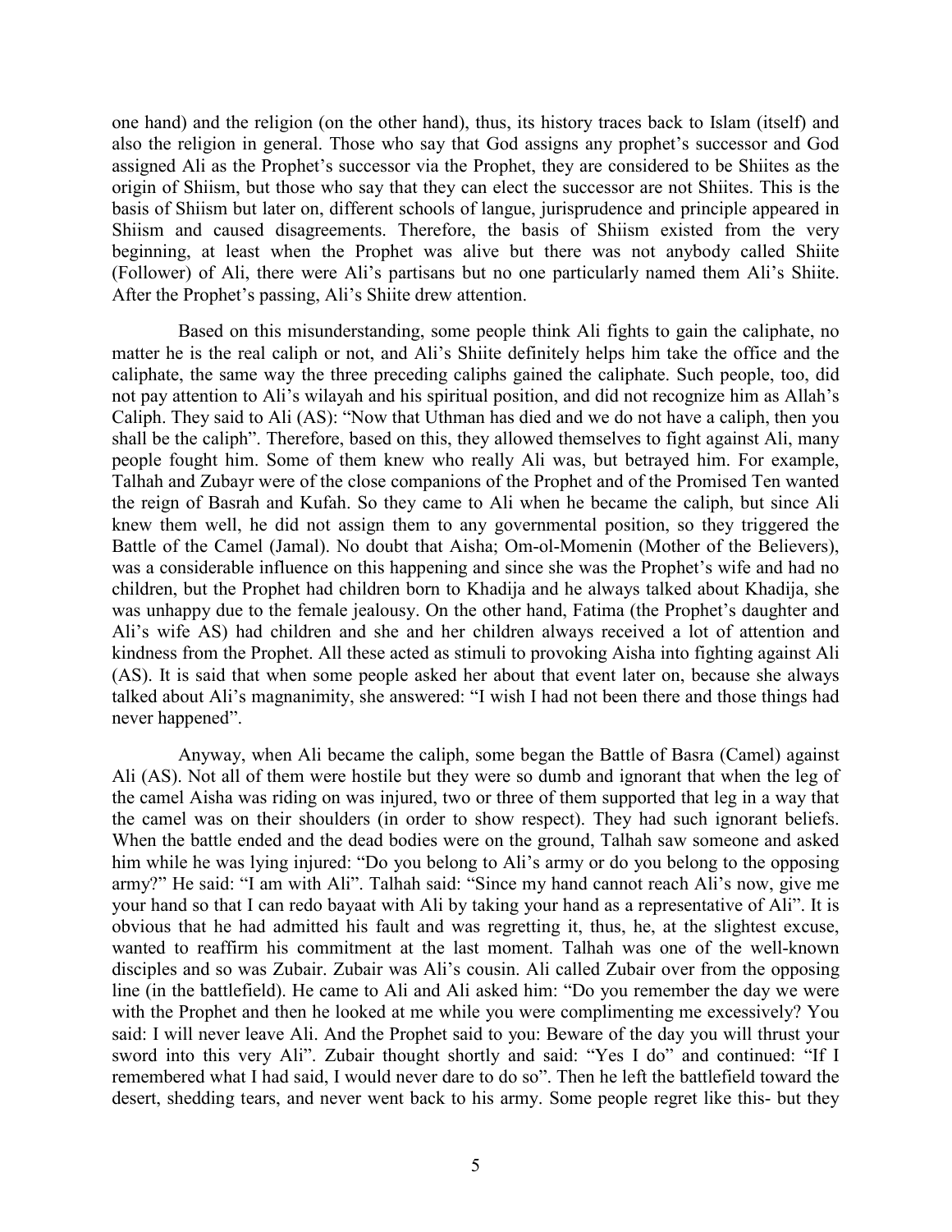one hand) and the religion (on the other hand), thus, its history traces back to Islam (itself) and also the religion in general. Those who say that God assigns any prophet's successor and God assigned Ali as the Prophet's successor via the Prophet, they are considered to be Shiites as the origin of Shiism, but those who say that they can elect the successor are not Shiites. This is the basis of Shiism but later on, different schools of langue, jurisprudence and principle appeared in Shiism and caused disagreements. Therefore, the basis of Shiism existed from the very beginning, at least when the Prophet was alive but there was not anybody called Shiite (Follower) of Ali, there were Ali's partisans but no one particularly named them Ali's Shiite. After the Prophet's passing, Ali's Shiite drew attention.

Based on this misunderstanding, some people think Ali fights to gain the caliphate, no matter he is the real caliph or not, and Ali's Shiite definitely helps him take the office and the caliphate, the same way the three preceding caliphs gained the caliphate. Such people, too, did not pay attention to Ali's wilayah and his spiritual position, and did not recognize him as Allah's Caliph. They said to Ali (AS): "Now that Uthman has died and we do not have a caliph, then you shall be the caliph". Therefore, based on this, they allowed themselves to fight against Ali, many people fought him. Some of them knew who really Ali was, but betrayed him. For example, Talhah and Zubayr were of the close companions of the Prophet and of the Promised Ten wanted the reign of Basrah and Kufah. So they came to Ali when he became the caliph, but since Ali knew them well, he did not assign them to any governmental position, so they triggered the Battle of the Camel (Jamal). No doubt that Aisha; Om-ol-Momenin (Mother of the Believers), was a considerable influence on this happening and since she was the Prophet's wife and had no children, but the Prophet had children born to Khadija and he always talked about Khadija, she was unhappy due to the female jealousy. On the other hand, Fatima (the Prophet's daughter and Ali's wife AS) had children and she and her children always received a lot of attention and kindness from the Prophet. All these acted as stimuli to provoking Aisha into fighting against Ali (AS). It is said that when some people asked her about that event later on, because she always talked about Ali's magnanimity, she answered: "I wish I had not been there and those things had never happened".

Anyway, when Ali became the caliph, some began the Battle of Basra (Camel) against Ali (AS). Not all of them were hostile but they were so dumb and ignorant that when the leg of the camel Aisha was riding on was injured, two or three of them supported that leg in a way that the camel was on their shoulders (in order to show respect). They had such ignorant beliefs. When the battle ended and the dead bodies were on the ground, Talhah saw someone and asked him while he was lying injured: "Do you belong to Ali's army or do you belong to the opposing army?" He said: "I am with Ali". Talhah said: "Since my hand cannot reach Ali's now, give me your hand so that I can redo bayaat with Ali by taking your hand as a representative of Ali". It is obvious that he had admitted his fault and was regretting it, thus, he, at the slightest excuse, wanted to reaffirm his commitment at the last moment. Talhah was one of the well-known disciples and so was Zubair. Zubair was Ali's cousin. Ali called Zubair over from the opposing line (in the battlefield). He came to Ali and Ali asked him: "Do you remember the day we were with the Prophet and then he looked at me while you were complimenting me excessively? You said: I will never leave Ali. And the Prophet said to you: Beware of the day you will thrust your sword into this very Ali". Zubair thought shortly and said: "Yes I do" and continued: "If I remembered what I had said, I would never dare to do so". Then he left the battlefield toward the desert, shedding tears, and never went back to his army. Some people regret like this- but they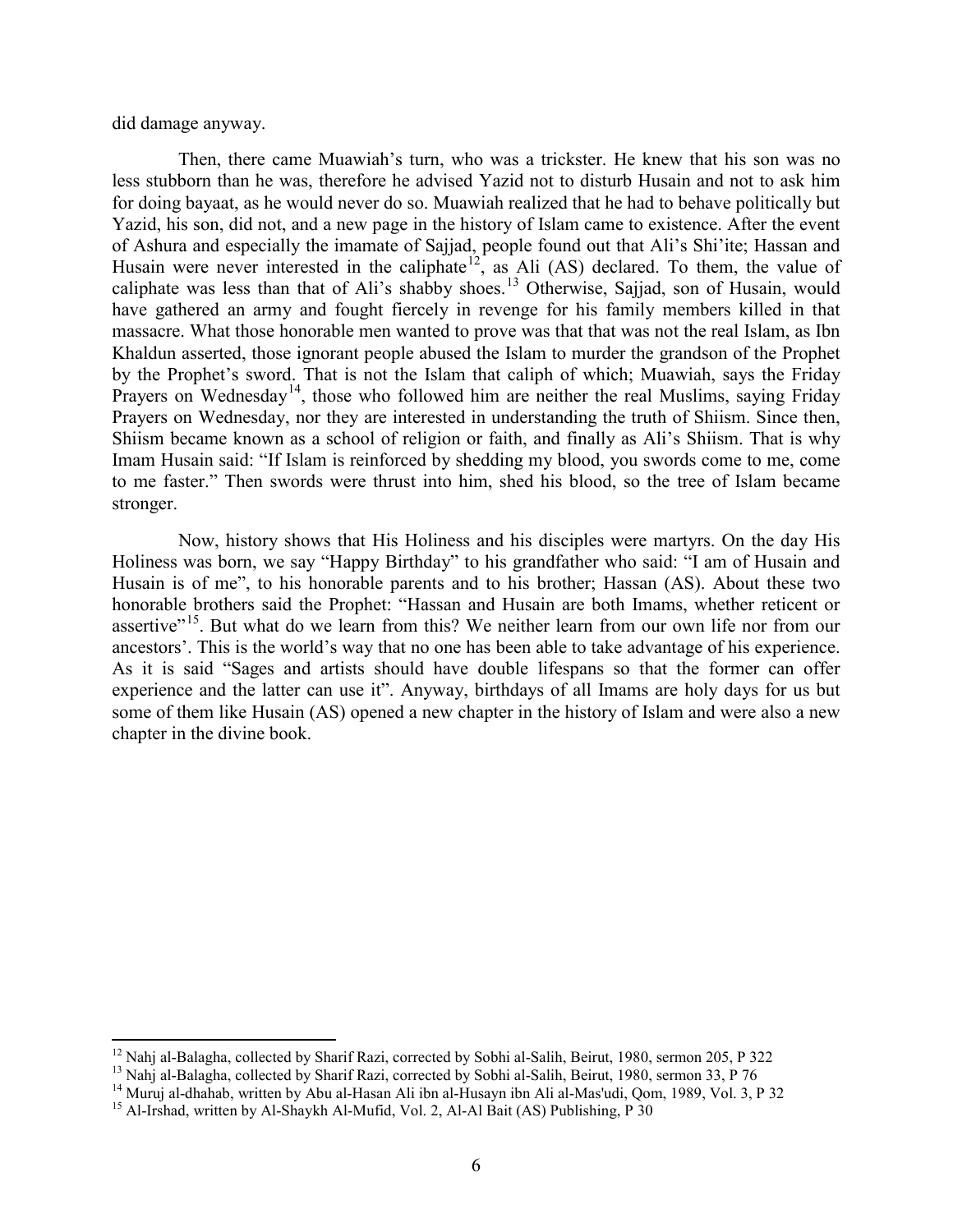did damage anyway.

Then, there came Muawiah's turn, who was a trickster. He knew that his son was no less stubborn than he was, therefore he advised Yazid not to disturb Husain and not to ask him for doing bayaat, as he would never do so. Muawiah realized that he had to behave politically but Yazid, his son, did not, and a new page in the history of Islam came to existence. After the event of Ashura and especially the imamate of Sajjad, people found out that Ali's Shi'ite; Hassan and Husain were never interested in the caliphate[12], as Ali (AS) declared. To them, the value of caliphate was less than that of Ali's shabby shoes.[13] Otherwise, Sajjad, son of Husain, would have gathered an army and fought fiercely in revenge for his family members killed in that massacre. What those honorable men wanted to prove was that that was not the real Islam, as Ibn Khaldun asserted, those ignorant people abused the Islam to murder the grandson of the Prophet by the Prophet's sword. That is not the Islam that caliph of which; Muawiah, says the Friday Prayers on Wednesday[14], those who followed him are neither the real Muslims, saying Friday Prayers on Wednesday, nor they are interested in understanding the truth of Shiism. Since then, Shiism became known as a school of religion or faith, and finally as Ali's Shiism. That is why Imam Husain said: "If Islam is reinforced by shedding my blood, you swords come to me, come to me faster." Then swords were thrust into him, shed his blood, so the tree of Islam became stronger.

Now, history shows that His Holiness and his disciples were martyrs. On the day His Holiness was born, we say "Happy Birthday" to his grandfather who said: "I am of Husain and Husain is of me", to his honorable parents and to his brother; Hassan (AS). About these two honorable brothers said the Prophet: "Hassan and Husain are both Imams, whether reticent or assertive"[15]. But what do we learn from this? We neither learn from our own life nor from our ancestors'. This is the world's way that no one has been able to take advantage of his experience. As it is said "Sages and artists should have double lifespans so that the former can offer experience and the latter can use it". Anyway, birthdays of all Imams are holy days for us but some of them like Husain (AS) opened a new chapter in the history of Islam and were also a new chapter in the divine book.

---

[12] Nahj al-Balagha, collected by Sharif Razi, corrected by Sobhi al-Salih, Beirut, 1980, sermon 205, P 322

[13] Nahj al-Balagha, collected by Sharif Razi, corrected by Sobhi al-Salih, Beirut, 1980, sermon 33, P 76

[14] Muruj al-dhahab, written by Abu al-Hasan Ali ibn al-Husayn ibn Ali al-Mas'udi, Qom, 1989, Vol. 3, P 32

[15] Al-Irshad, written by Al-Shaykh Al-Mufid, Vol. 2, Al-Al Bait (AS) Publishing, P 30